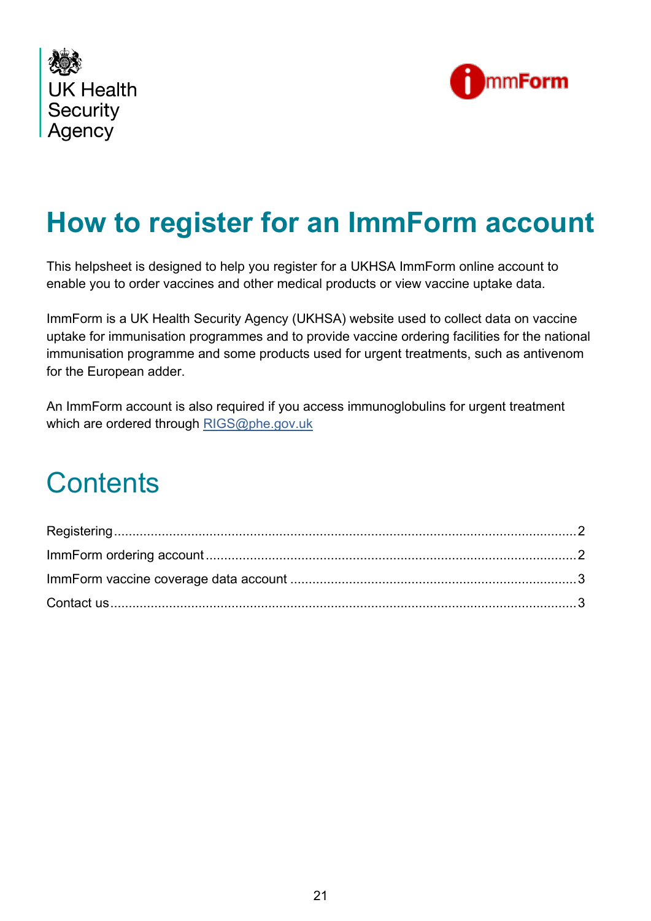# How to register for an ImmForm account

This helpsheet is designed to help you register for a UKHSA ImmForm online account to enable you to order vaccines and other medical products or view vaccine uptake data.

ImmForm is a UK Health Security Agency (UKHSA) website used to collect data on vaccine uptake for immunisation programmes and to provide vaccine ordering facilities for the national immunisation programme and some products used for urgent treatments, such as antivenom for the European adder.

An ImmForm account is also required if you access immunoglobulins for urgent treatment which are ordered through RIGS@phe.gov.uk

## Contents

Registering ........................................................ 2
ImmForm ordering account ........................................................ 2
ImmForm vaccine coverage data account ........................................................ 3
Contact us ........................................................ 3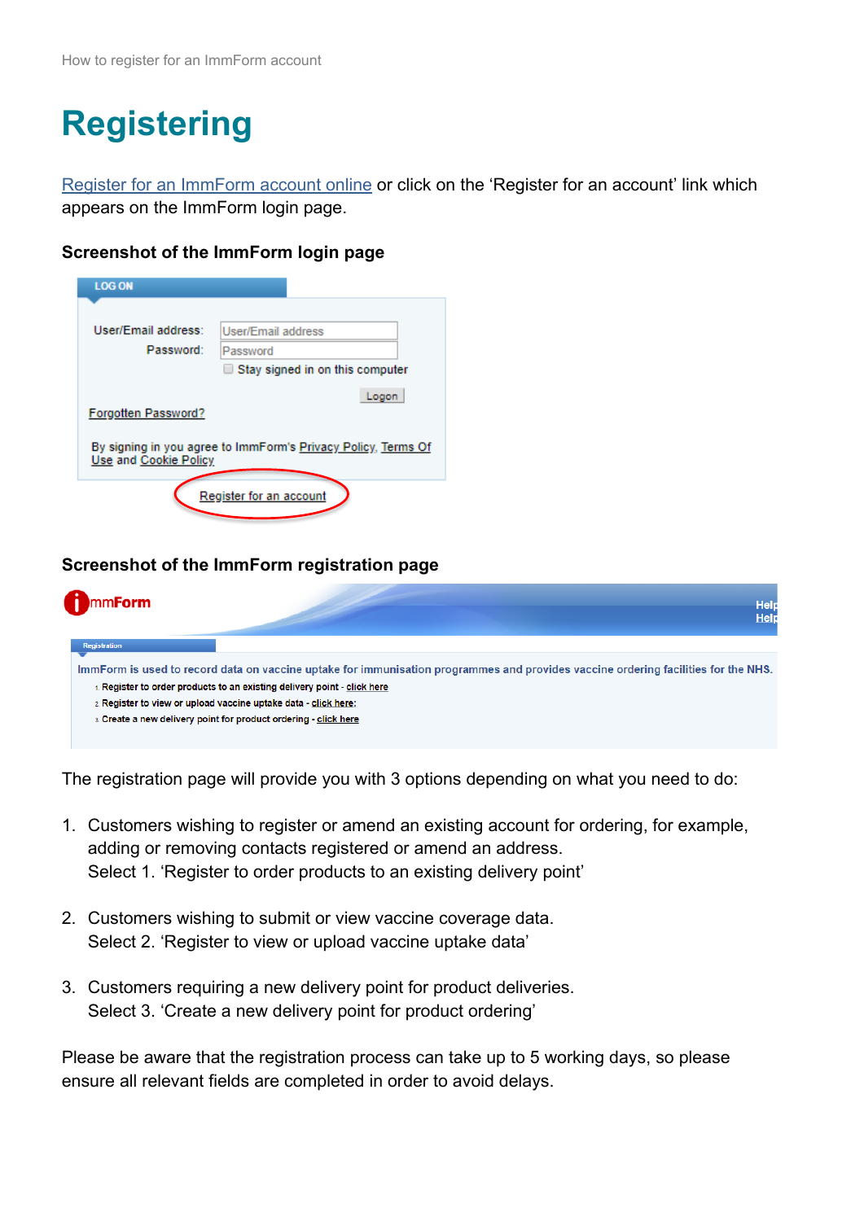# Registering

Register for an ImmForm account online or click on the 'Register for an account' link which appears on the ImmForm login page.

### Screenshot of the ImmForm login page

LOG ON

User/Email address:
Password:
Stay signed in on this computer
Logon
Forgotten Password?
By signing in you agree to ImmForm's Privacy Policy, Terms Of Use and Cookie Policy
Register for an account

### Screenshot of the ImmForm registration page

ImmForm

Registration

ImmForm is used to record data on vaccine uptake for immunisation programmes and provides vaccine ordering facilities for the NHS.

1. Register to order products to an existing delivery point - click here
2. Register to view or upload vaccine uptake data - click here:
3. Create a new delivery point for product ordering - click here

The registration page will provide you with 3 options depending on what you need to do:

1. Customers wishing to register or amend an existing account for ordering, for example, adding or removing contacts registered or amend an address.
   Select 1. 'Register to order products to an existing delivery point'

2. Customers wishing to submit or view vaccine coverage data.
   Select 2. 'Register to view or upload vaccine uptake data'

3. Customers requiring a new delivery point for product deliveries.
   Select 3. 'Create a new delivery point for product ordering'

Please be aware that the registration process can take up to 5 working days, so please ensure all relevant fields are completed in order to avoid delays.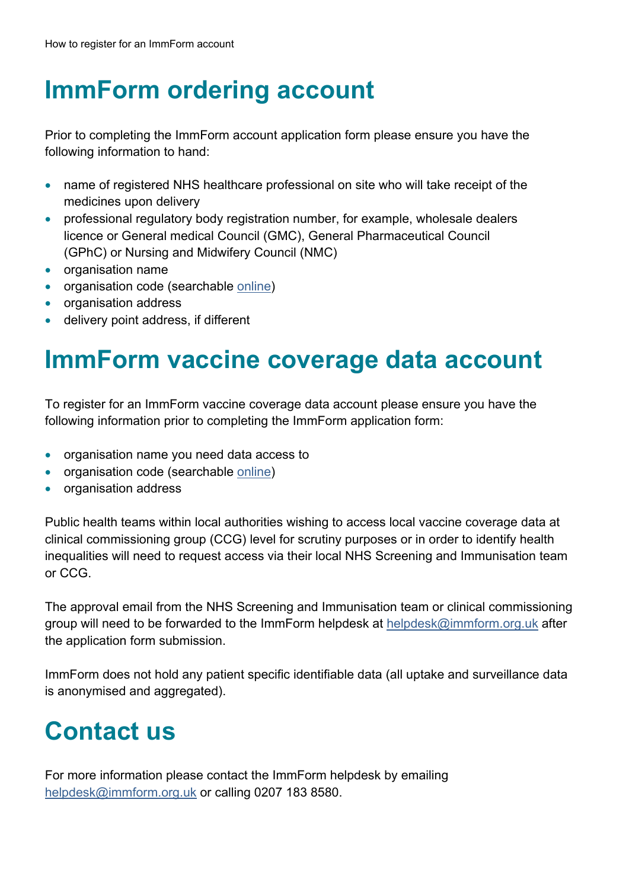# ImmForm ordering account

Prior to completing the ImmForm account application form please ensure you have the following information to hand:

- name of registered NHS healthcare professional on site who will take receipt of the medicines upon delivery
- professional regulatory body registration number, for example, wholesale dealers licence or General medical Council (GMC), General Pharmaceutical Council (GPhC) or Nursing and Midwifery Council (NMC)
- organisation name
- organisation code (searchable online)
- organisation address
- delivery point address, if different

# ImmForm vaccine coverage data account

To register for an ImmForm vaccine coverage data account please ensure you have the following information prior to completing the ImmForm application form:

- organisation name you need data access to
- organisation code (searchable online)
- organisation address

Public health teams within local authorities wishing to access local vaccine coverage data at clinical commissioning group (CCG) level for scrutiny purposes or in order to identify health inequalities will need to request access via their local NHS Screening and Immunisation team or CCG.

The approval email from the NHS Screening and Immunisation team or clinical commissioning group will need to be forwarded to the ImmForm helpdesk at helpdesk@immform.org.uk after the application form submission.

ImmForm does not hold any patient specific identifiable data (all uptake and surveillance data is anonymised and aggregated).

# Contact us

For more information please contact the ImmForm helpdesk by emailing helpdesk@immform.org.uk or calling 0207 183 8580.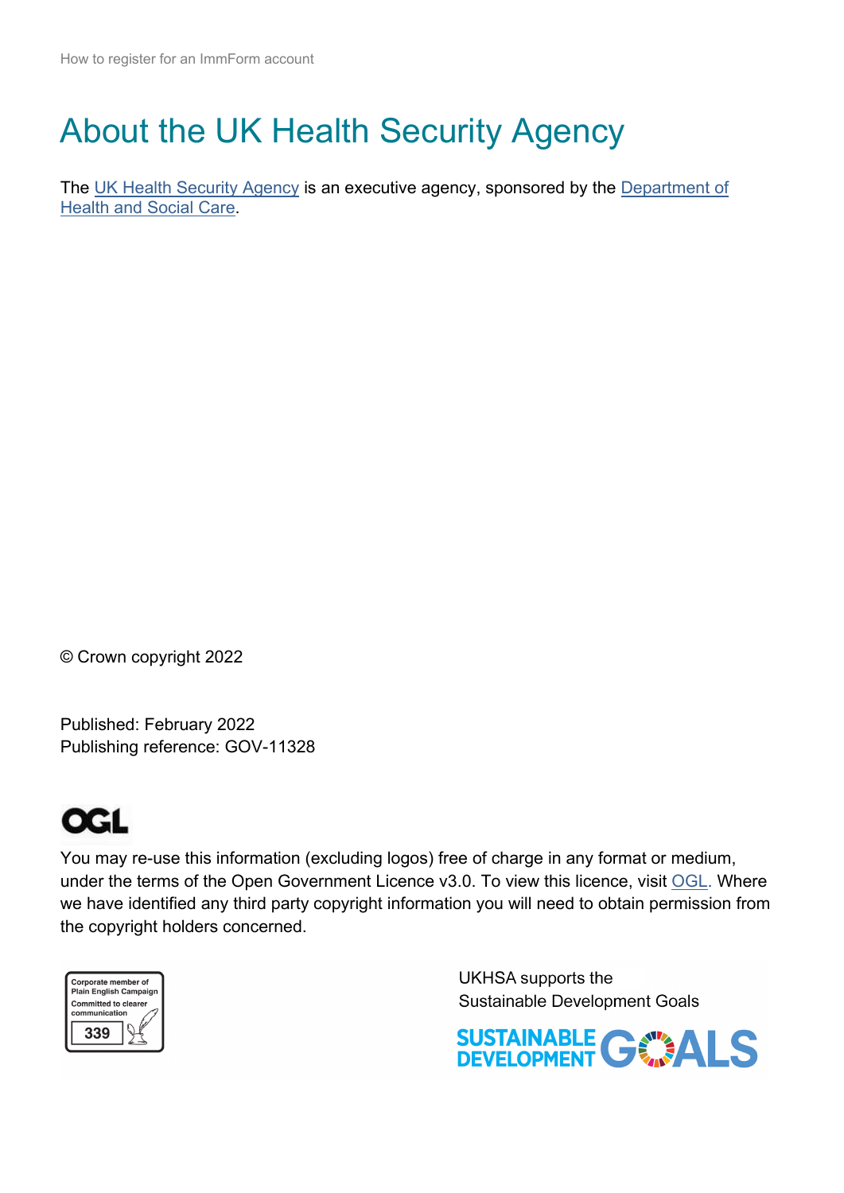# About the UK Health Security Agency

The UK Health Security Agency is an executive agency, sponsored by the Department of Health and Social Care.

© Crown copyright 2022

Published: February 2022
Publishing reference: GOV-11328

You may re-use this information (excluding logos) free of charge in any format or medium, under the terms of the Open Government Licence v3.0. To view this licence, visit OGL. Where we have identified any third party copyright information you will need to obtain permission from the copyright holders concerned.

UKHSA supports the Sustainable Development Goals